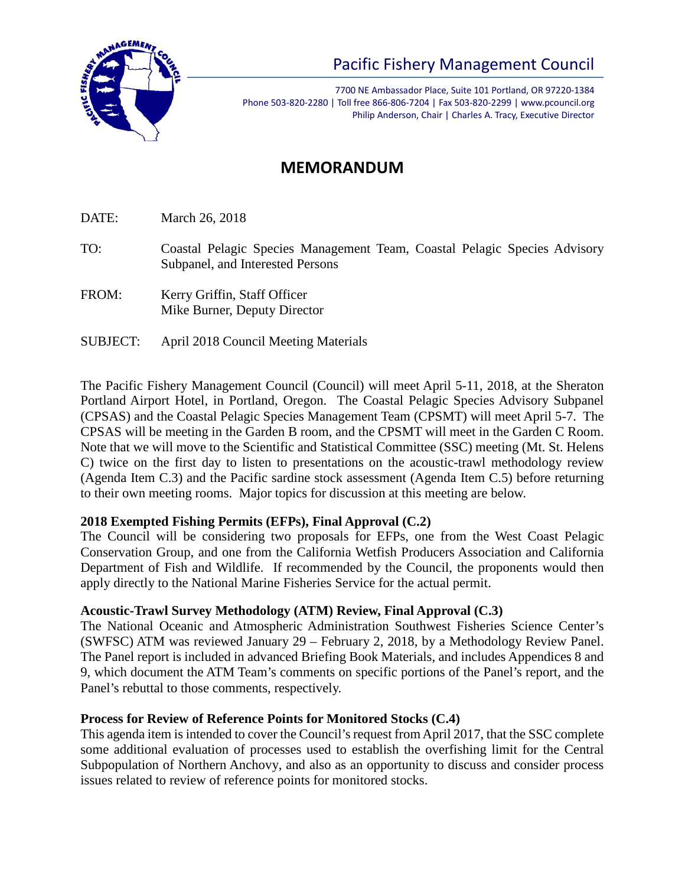# Pacific Fishery Management Council

7700 NE Ambassador Place, Suite 101 Portland, OR 97220-1384
Phone 503-820-2280 | Toll free 866-806-7204 | Fax 503-820-2299 | www.pcouncil.org
Philip Anderson, Chair | Charles A. Tracy, Executive Director

## MEMORANDUM

DATE: March 26, 2018

TO: Coastal Pelagic Species Management Team, Coastal Pelagic Species Advisory Subpanel, and Interested Persons

FROM: Kerry Griffin, Staff Officer
Mike Burner, Deputy Director

SUBJECT: April 2018 Council Meeting Materials

The Pacific Fishery Management Council (Council) will meet April 5-11, 2018, at the Sheraton Portland Airport Hotel, in Portland, Oregon. The Coastal Pelagic Species Advisory Subpanel (CPSAS) and the Coastal Pelagic Species Management Team (CPSMT) will meet April 5-7. The CPSAS will be meeting in the Garden B room, and the CPSMT will meet in the Garden C Room. Note that we will move to the Scientific and Statistical Committee (SSC) meeting (Mt. St. Helens C) twice on the first day to listen to presentations on the acoustic-trawl methodology review (Agenda Item C.3) and the Pacific sardine stock assessment (Agenda Item C.5) before returning to their own meeting rooms. Major topics for discussion at this meeting are below.

**2018 Exempted Fishing Permits (EFPs), Final Approval (C.2)**
The Council will be considering two proposals for EFPs, one from the West Coast Pelagic Conservation Group, and one from the California Wetfish Producers Association and California Department of Fish and Wildlife. If recommended by the Council, the proponents would then apply directly to the National Marine Fisheries Service for the actual permit.

**Acoustic-Trawl Survey Methodology (ATM) Review, Final Approval (C.3)**
The National Oceanic and Atmospheric Administration Southwest Fisheries Science Center's (SWFSC) ATM was reviewed January 29 – February 2, 2018, by a Methodology Review Panel. The Panel report is included in advanced Briefing Book Materials, and includes Appendices 8 and 9, which document the ATM Team's comments on specific portions of the Panel's report, and the Panel's rebuttal to those comments, respectively.

**Process for Review of Reference Points for Monitored Stocks (C.4)**
This agenda item is intended to cover the Council's request from April 2017, that the SSC complete some additional evaluation of processes used to establish the overfishing limit for the Central Subpopulation of Northern Anchovy, and also as an opportunity to discuss and consider process issues related to review of reference points for monitored stocks.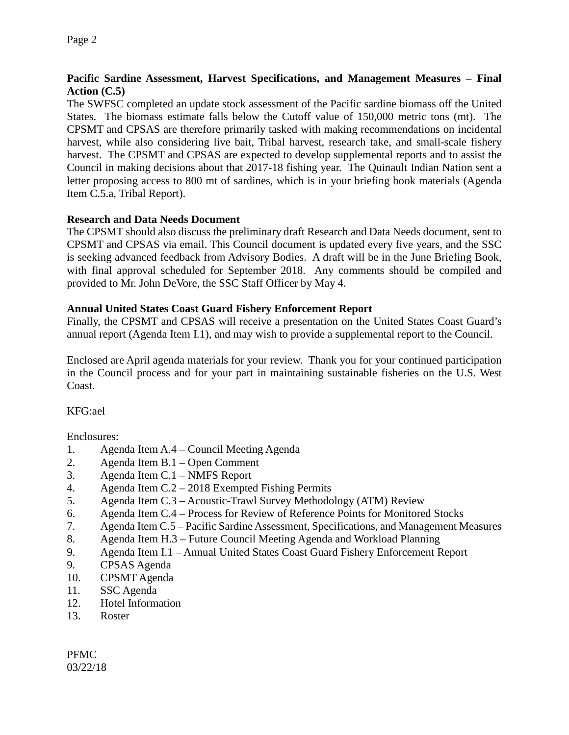**Pacific Sardine Assessment, Harvest Specifications, and Management Measures – Final Action (C.5)**

The SWFSC completed an update stock assessment of the Pacific sardine biomass off the United States. The biomass estimate falls below the Cutoff value of 150,000 metric tons (mt). The CPSMT and CPSAS are therefore primarily tasked with making recommendations on incidental harvest, while also considering live bait, Tribal harvest, research take, and small-scale fishery harvest. The CPSMT and CPSAS are expected to develop supplemental reports and to assist the Council in making decisions about that 2017-18 fishing year. The Quinault Indian Nation sent a letter proposing access to 800 mt of sardines, which is in your briefing book materials (Agenda Item C.5.a, Tribal Report).

**Research and Data Needs Document**

The CPSMT should also discuss the preliminary draft Research and Data Needs document, sent to CPSMT and CPSAS via email. This Council document is updated every five years, and the SSC is seeking advanced feedback from Advisory Bodies. A draft will be in the June Briefing Book, with final approval scheduled for September 2018. Any comments should be compiled and provided to Mr. John DeVore, the SSC Staff Officer by May 4.

**Annual United States Coast Guard Fishery Enforcement Report**

Finally, the CPSMT and CPSAS will receive a presentation on the United States Coast Guard's annual report (Agenda Item I.1), and may wish to provide a supplemental report to the Council.

Enclosed are April agenda materials for your review. Thank you for your continued participation in the Council process and for your part in maintaining sustainable fisheries on the U.S. West Coast.

KFG:ael

Enclosures:

1. Agenda Item A.4 – Council Meeting Agenda
2. Agenda Item B.1 – Open Comment
3. Agenda Item C.1 – NMFS Report
4. Agenda Item C.2 – 2018 Exempted Fishing Permits
5. Agenda Item C.3 – Acoustic-Trawl Survey Methodology (ATM) Review
6. Agenda Item C.4 – Process for Review of Reference Points for Monitored Stocks
7. Agenda Item C.5 – Pacific Sardine Assessment, Specifications, and Management Measures
8. Agenda Item H.3 – Future Council Meeting Agenda and Workload Planning
9. Agenda Item I.1 – Annual United States Coast Guard Fishery Enforcement Report
9. CPSAS Agenda
10. CPSMT Agenda
11. SSC Agenda
12. Hotel Information
13. Roster

PFMC
03/22/18